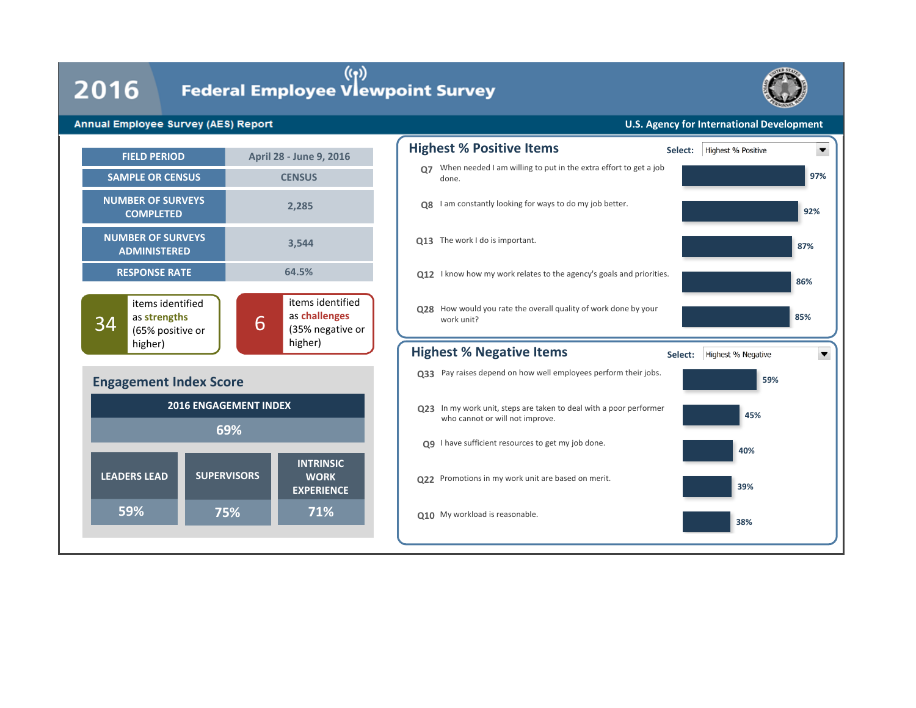# 2016 Federal Employee Viewpoint Survey

**Annual Employee Survey (AES) Report**

**U.S. Agency for International Development**

| | |
|---|---|
| FIELD PERIOD | April 28 - June 9, 2016 |
| SAMPLE OR CENSUS | CENSUS |
| NUMBER OF SURVEYS COMPLETED | 2,285 |
| NUMBER OF SURVEYS ADMINISTERED | 3,544 |
| RESPONSE RATE | 64.5% |

**34** items identified as **strengths** (65% positive or higher)

**6** items identified as **challenges** (35% negative or higher)

## Engagement Index Score

| 2016 ENGAGEMENT INDEX | | |
|---|---|---|
| 69% | | |
| LEADERS LEAD | SUPERVISORS | INTRINSIC WORK EXPERIENCE |
| 59% | 75% | 71% |

## Highest % Positive Items

Select: Highest % Positive

| Item | Question | % Positive |
|---|---|---|
| Q7 | When needed I am willing to put in the extra effort to get a job done. | 97% |
| Q8 | I am constantly looking for ways to do my job better. | 92% |
| Q13 | The work I do is important. | 87% |
| Q12 | I know how my work relates to the agency's goals and priorities. | 86% |
| Q28 | How would you rate the overall quality of work done by your work unit? | 85% |

## Highest % Negative Items

Select: Highest % Negative

| Item | Question | % Negative |
|---|---|---|
| Q33 | Pay raises depend on how well employees perform their jobs. | 59% |
| Q23 | In my work unit, steps are taken to deal with a poor performer who cannot or will not improve. | 45% |
| Q9 | I have sufficient resources to get my job done. | 40% |
| Q22 | Promotions in my work unit are based on merit. | 39% |
| Q10 | My workload is reasonable. | 38% |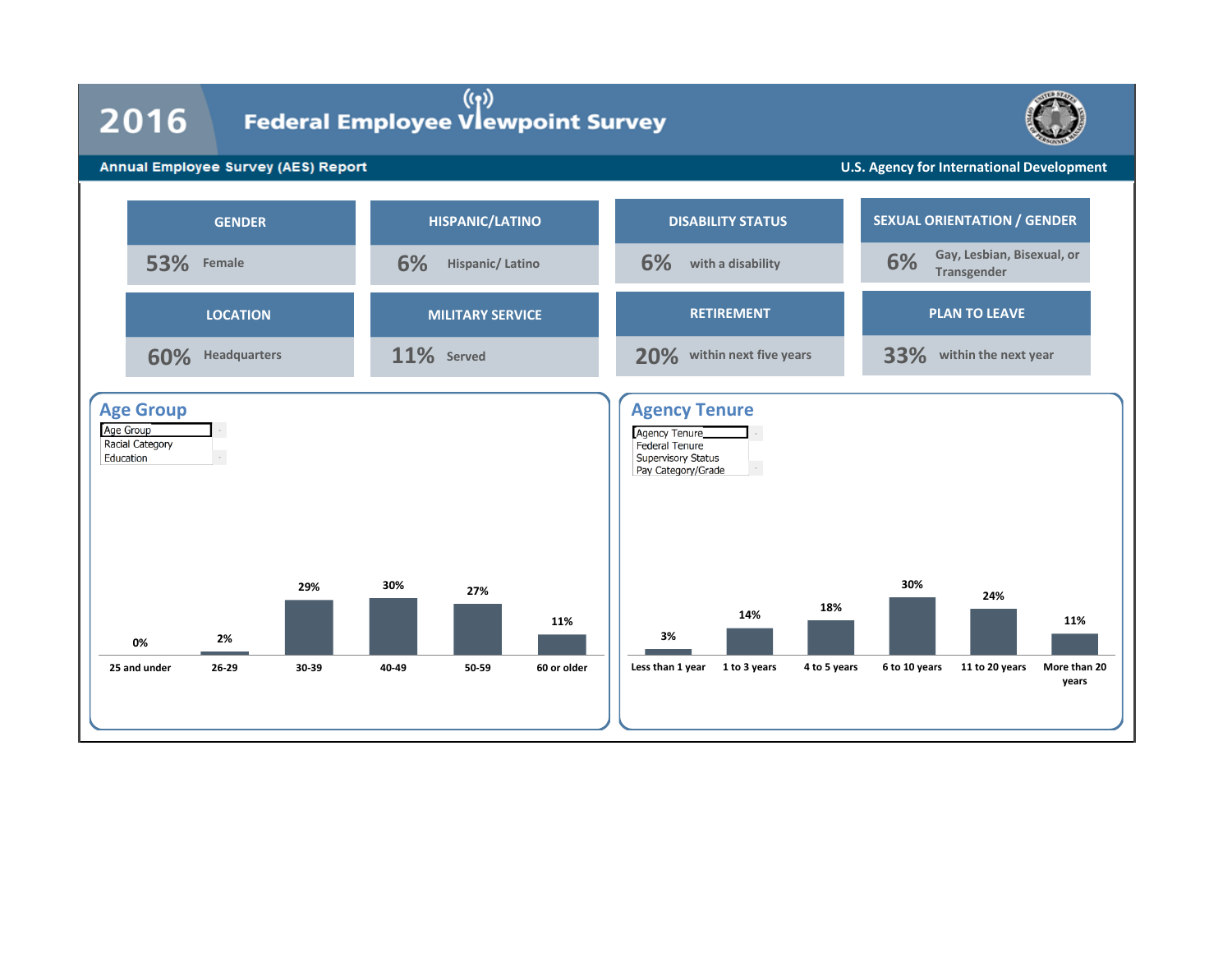# 2016 Federal Employee Viewpoint Survey

**Annual Employee Survey (AES) Report** — U.S. Agency for International Development

| GENDER | HISPANIC/LATINO | DISABILITY STATUS | SEXUAL ORIENTATION / GENDER |
|---|---|---|---|
| 53% Female | 6% Hispanic/ Latino | 6% with a disability | 6% Gay, Lesbian, Bisexual, or Transgender |

| LOCATION | MILITARY SERVICE | RETIREMENT | PLAN TO LEAVE |
|---|---|---|---|
| 60% Headquarters | 11% Served | 20% within next five years | 33% within the next year |

## Age Group

Age Group
Racial Category
Education

| 25 and under | 26-29 | 30-39 | 40-49 | 50-59 | 60 or older |
|---|---|---|---|---|---|
| 0% | 2% | 29% | 30% | 27% | 11% |

## Agency Tenure

Agency Tenure
Federal Tenure
Supervisory Status
Pay Category/Grade

| Less than 1 year | 1 to 3 years | 4 to 5 years | 6 to 10 years | 11 to 20 years | More than 20 years |
|---|---|---|---|---|---|
| 3% | 14% | 18% | 30% | 24% | 11% |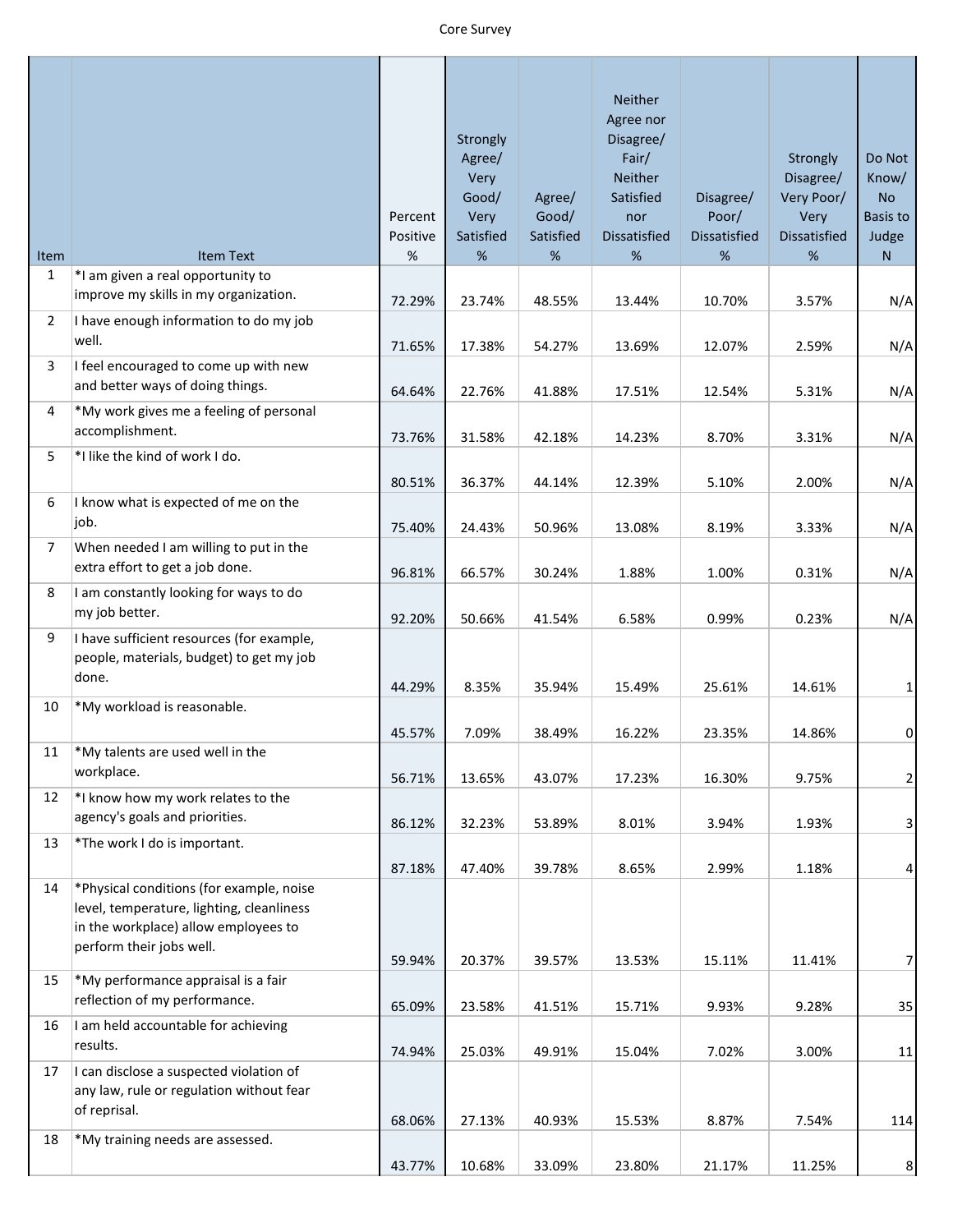Core Survey

| Item | Item Text | Percent Positive % | Strongly Agree/ Very Good/ Very Satisfied % | Agree/ Good/ Satisfied % | Neither Agree nor Disagree/ Fair/ Neither Satisfied nor Dissatisfied % | Disagree/ Poor/ Dissatisfied % | Strongly Disagree/ Very Poor/ Very Dissatisfied % | Do Not Know/ No Basis to Judge N |
|---|---|---|---|---|---|---|---|---|
| 1 | *I am given a real opportunity to improve my skills in my organization. | 72.29% | 23.74% | 48.55% | 13.44% | 10.70% | 3.57% | N/A |
| 2 | I have enough information to do my job well. | 71.65% | 17.38% | 54.27% | 13.69% | 12.07% | 2.59% | N/A |
| 3 | I feel encouraged to come up with new and better ways of doing things. | 64.64% | 22.76% | 41.88% | 17.51% | 12.54% | 5.31% | N/A |
| 4 | *My work gives me a feeling of personal accomplishment. | 73.76% | 31.58% | 42.18% | 14.23% | 8.70% | 3.31% | N/A |
| 5 | *I like the kind of work I do. | 80.51% | 36.37% | 44.14% | 12.39% | 5.10% | 2.00% | N/A |
| 6 | I know what is expected of me on the job. | 75.40% | 24.43% | 50.96% | 13.08% | 8.19% | 3.33% | N/A |
| 7 | When needed I am willing to put in the extra effort to get a job done. | 96.81% | 66.57% | 30.24% | 1.88% | 1.00% | 0.31% | N/A |
| 8 | I am constantly looking for ways to do my job better. | 92.20% | 50.66% | 41.54% | 6.58% | 0.99% | 0.23% | N/A |
| 9 | I have sufficient resources (for example, people, materials, budget) to get my job done. | 44.29% | 8.35% | 35.94% | 15.49% | 25.61% | 14.61% | 1 |
| 10 | *My workload is reasonable. | 45.57% | 7.09% | 38.49% | 16.22% | 23.35% | 14.86% | 0 |
| 11 | *My talents are used well in the workplace. | 56.71% | 13.65% | 43.07% | 17.23% | 16.30% | 9.75% | 2 |
| 12 | *I know how my work relates to the agency's goals and priorities. | 86.12% | 32.23% | 53.89% | 8.01% | 3.94% | 1.93% | 3 |
| 13 | *The work I do is important. | 87.18% | 47.40% | 39.78% | 8.65% | 2.99% | 1.18% | 4 |
| 14 | *Physical conditions (for example, noise level, temperature, lighting, cleanliness in the workplace) allow employees to perform their jobs well. | 59.94% | 20.37% | 39.57% | 13.53% | 15.11% | 11.41% | 7 |
| 15 | *My performance appraisal is a fair reflection of my performance. | 65.09% | 23.58% | 41.51% | 15.71% | 9.93% | 9.28% | 35 |
| 16 | I am held accountable for achieving results. | 74.94% | 25.03% | 49.91% | 15.04% | 7.02% | 3.00% | 11 |
| 17 | I can disclose a suspected violation of any law, rule or regulation without fear of reprisal. | 68.06% | 27.13% | 40.93% | 15.53% | 8.87% | 7.54% | 114 |
| 18 | *My training needs are assessed. | 43.77% | 10.68% | 33.09% | 23.80% | 21.17% | 11.25% | 8 |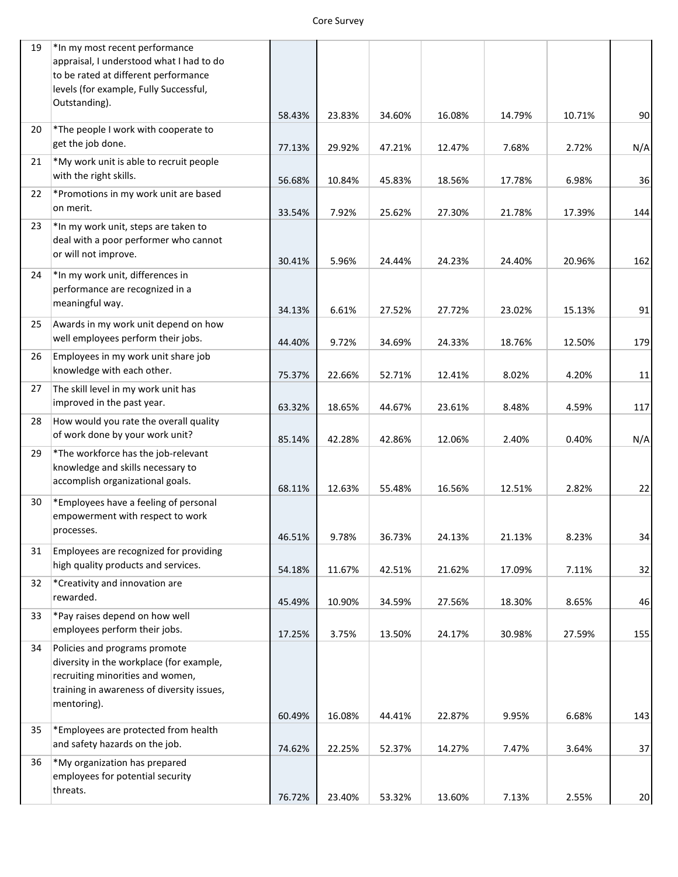| | | | | | | | | |
|---|---|---|---|---|---|---|---|---|
| 19 | *In my most recent performance appraisal, I understood what I had to do to be rated at different performance levels (for example, Fully Successful, Outstanding). | 58.43% | 23.83% | 34.60% | 16.08% | 14.79% | 10.71% | 90 |
| 20 | *The people I work with cooperate to get the job done. | 77.13% | 29.92% | 47.21% | 12.47% | 7.68% | 2.72% | N/A |
| 21 | *My work unit is able to recruit people with the right skills. | 56.68% | 10.84% | 45.83% | 18.56% | 17.78% | 6.98% | 36 |
| 22 | *Promotions in my work unit are based on merit. | 33.54% | 7.92% | 25.62% | 27.30% | 21.78% | 17.39% | 144 |
| 23 | *In my work unit, steps are taken to deal with a poor performer who cannot or will not improve. | 30.41% | 5.96% | 24.44% | 24.23% | 24.40% | 20.96% | 162 |
| 24 | *In my work unit, differences in performance are recognized in a meaningful way. | 34.13% | 6.61% | 27.52% | 27.72% | 23.02% | 15.13% | 91 |
| 25 | Awards in my work unit depend on how well employees perform their jobs. | 44.40% | 9.72% | 34.69% | 24.33% | 18.76% | 12.50% | 179 |
| 26 | Employees in my work unit share job knowledge with each other. | 75.37% | 22.66% | 52.71% | 12.41% | 8.02% | 4.20% | 11 |
| 27 | The skill level in my work unit has improved in the past year. | 63.32% | 18.65% | 44.67% | 23.61% | 8.48% | 4.59% | 117 |
| 28 | How would you rate the overall quality of work done by your work unit? | 85.14% | 42.28% | 42.86% | 12.06% | 2.40% | 0.40% | N/A |
| 29 | *The workforce has the job-relevant knowledge and skills necessary to accomplish organizational goals. | 68.11% | 12.63% | 55.48% | 16.56% | 12.51% | 2.82% | 22 |
| 30 | *Employees have a feeling of personal empowerment with respect to work processes. | 46.51% | 9.78% | 36.73% | 24.13% | 21.13% | 8.23% | 34 |
| 31 | Employees are recognized for providing high quality products and services. | 54.18% | 11.67% | 42.51% | 21.62% | 17.09% | 7.11% | 32 |
| 32 | *Creativity and innovation are rewarded. | 45.49% | 10.90% | 34.59% | 27.56% | 18.30% | 8.65% | 46 |
| 33 | *Pay raises depend on how well employees perform their jobs. | 17.25% | 3.75% | 13.50% | 24.17% | 30.98% | 27.59% | 155 |
| 34 | Policies and programs promote diversity in the workplace (for example, recruiting minorities and women, training in awareness of diversity issues, mentoring). | 60.49% | 16.08% | 44.41% | 22.87% | 9.95% | 6.68% | 143 |
| 35 | *Employees are protected from health and safety hazards on the job. | 74.62% | 22.25% | 52.37% | 14.27% | 7.47% | 3.64% | 37 |
| 36 | *My organization has prepared employees for potential security threats. | 76.72% | 23.40% | 53.32% | 13.60% | 7.13% | 2.55% | 20 |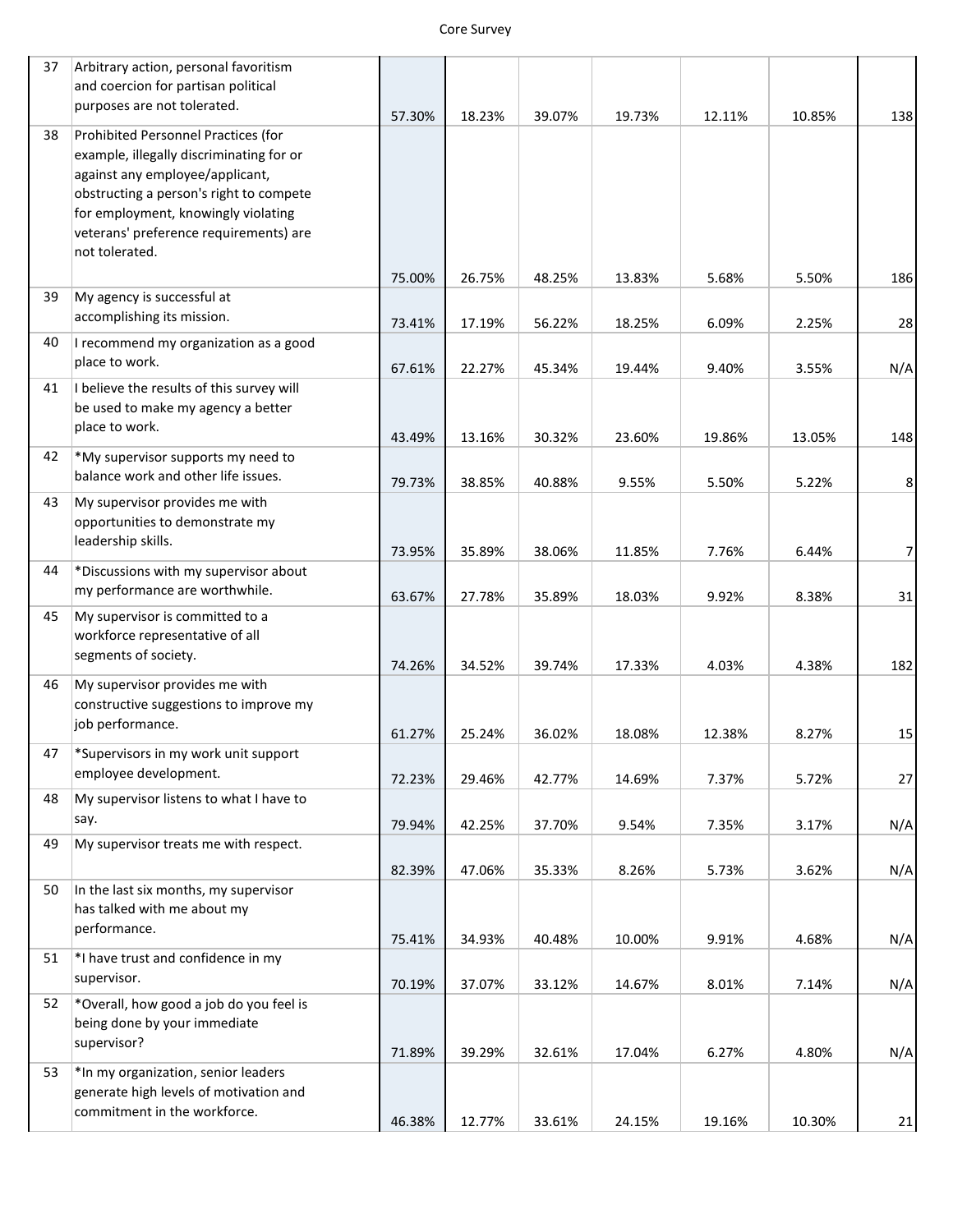| | | | | | | | | |
|---|---|---|---|---|---|---|---|---|
| 37 | Arbitrary action, personal favoritism and coercion for partisan political purposes are not tolerated. | 57.30% | 18.23% | 39.07% | 19.73% | 12.11% | 10.85% | 138 |
| 38 | Prohibited Personnel Practices (for example, illegally discriminating for or against any employee/applicant, obstructing a person's right to compete for employment, knowingly violating veterans' preference requirements) are not tolerated. | 75.00% | 26.75% | 48.25% | 13.83% | 5.68% | 5.50% | 186 |
| 39 | My agency is successful at accomplishing its mission. | 73.41% | 17.19% | 56.22% | 18.25% | 6.09% | 2.25% | 28 |
| 40 | I recommend my organization as a good place to work. | 67.61% | 22.27% | 45.34% | 19.44% | 9.40% | 3.55% | N/A |
| 41 | I believe the results of this survey will be used to make my agency a better place to work. | 43.49% | 13.16% | 30.32% | 23.60% | 19.86% | 13.05% | 148 |
| 42 | *My supervisor supports my need to balance work and other life issues. | 79.73% | 38.85% | 40.88% | 9.55% | 5.50% | 5.22% | 8 |
| 43 | My supervisor provides me with opportunities to demonstrate my leadership skills. | 73.95% | 35.89% | 38.06% | 11.85% | 7.76% | 6.44% | 7 |
| 44 | *Discussions with my supervisor about my performance are worthwhile. | 63.67% | 27.78% | 35.89% | 18.03% | 9.92% | 8.38% | 31 |
| 45 | My supervisor is committed to a workforce representative of all segments of society. | 74.26% | 34.52% | 39.74% | 17.33% | 4.03% | 4.38% | 182 |
| 46 | My supervisor provides me with constructive suggestions to improve my job performance. | 61.27% | 25.24% | 36.02% | 18.08% | 12.38% | 8.27% | 15 |
| 47 | *Supervisors in my work unit support employee development. | 72.23% | 29.46% | 42.77% | 14.69% | 7.37% | 5.72% | 27 |
| 48 | My supervisor listens to what I have to say. | 79.94% | 42.25% | 37.70% | 9.54% | 7.35% | 3.17% | N/A |
| 49 | My supervisor treats me with respect. | 82.39% | 47.06% | 35.33% | 8.26% | 5.73% | 3.62% | N/A |
| 50 | In the last six months, my supervisor has talked with me about my performance. | 75.41% | 34.93% | 40.48% | 10.00% | 9.91% | 4.68% | N/A |
| 51 | *I have trust and confidence in my supervisor. | 70.19% | 37.07% | 33.12% | 14.67% | 8.01% | 7.14% | N/A |
| 52 | *Overall, how good a job do you feel is being done by your immediate supervisor? | 71.89% | 39.29% | 32.61% | 17.04% | 6.27% | 4.80% | N/A |
| 53 | *In my organization, senior leaders generate high levels of motivation and commitment in the workforce. | 46.38% | 12.77% | 33.61% | 24.15% | 19.16% | 10.30% | 21 |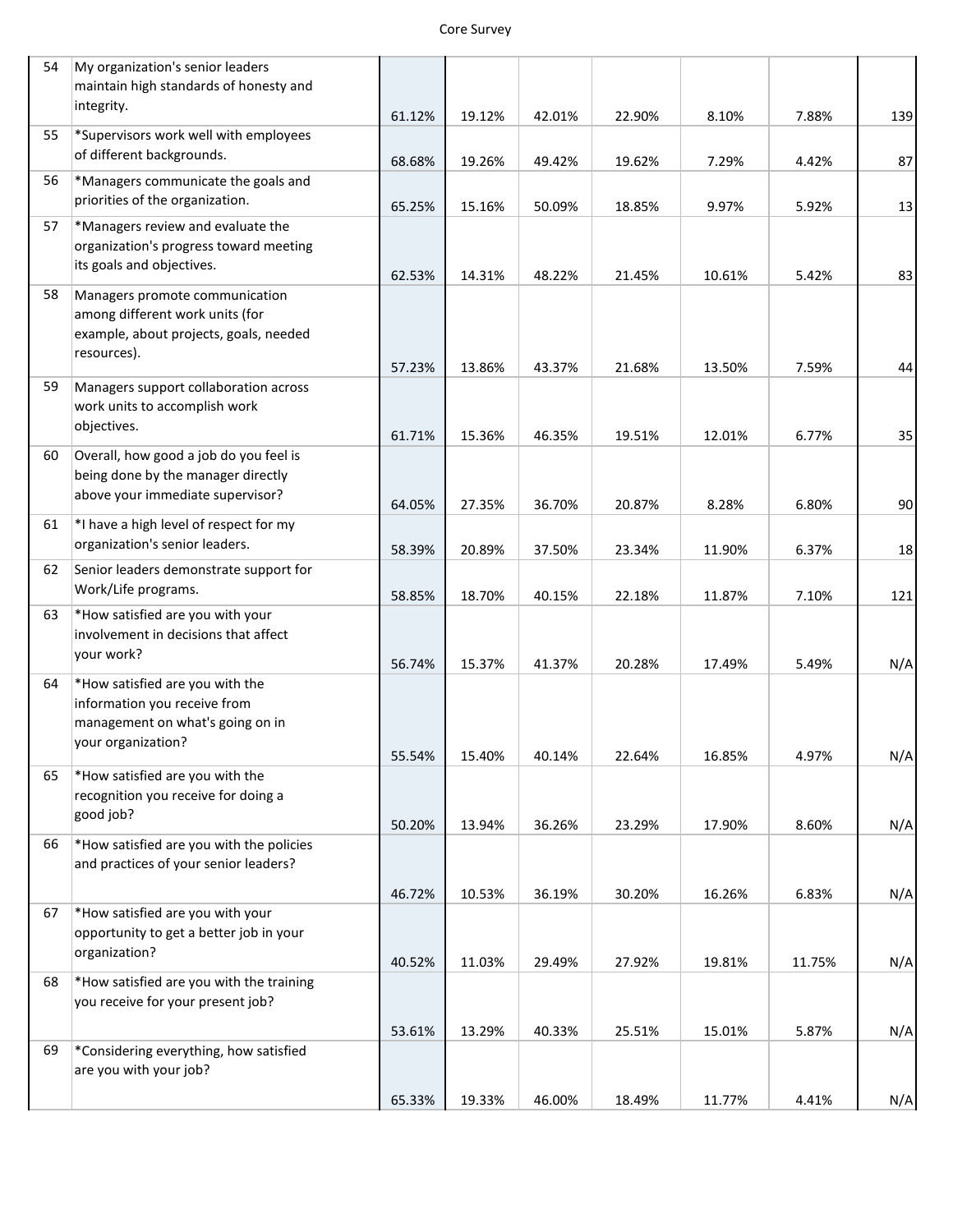| | | | | | | | | |
|---|---|---|---|---|---|---|---|---|
| 54 | My organization's senior leaders maintain high standards of honesty and integrity. | 61.12% | 19.12% | 42.01% | 22.90% | 8.10% | 7.88% | 139 |
| 55 | *Supervisors work well with employees of different backgrounds. | 68.68% | 19.26% | 49.42% | 19.62% | 7.29% | 4.42% | 87 |
| 56 | *Managers communicate the goals and priorities of the organization. | 65.25% | 15.16% | 50.09% | 18.85% | 9.97% | 5.92% | 13 |
| 57 | *Managers review and evaluate the organization's progress toward meeting its goals and objectives. | 62.53% | 14.31% | 48.22% | 21.45% | 10.61% | 5.42% | 83 |
| 58 | Managers promote communication among different work units (for example, about projects, goals, needed resources). | 57.23% | 13.86% | 43.37% | 21.68% | 13.50% | 7.59% | 44 |
| 59 | Managers support collaboration across work units to accomplish work objectives. | 61.71% | 15.36% | 46.35% | 19.51% | 12.01% | 6.77% | 35 |
| 60 | Overall, how good a job do you feel is being done by the manager directly above your immediate supervisor? | 64.05% | 27.35% | 36.70% | 20.87% | 8.28% | 6.80% | 90 |
| 61 | *I have a high level of respect for my organization's senior leaders. | 58.39% | 20.89% | 37.50% | 23.34% | 11.90% | 6.37% | 18 |
| 62 | Senior leaders demonstrate support for Work/Life programs. | 58.85% | 18.70% | 40.15% | 22.18% | 11.87% | 7.10% | 121 |
| 63 | *How satisfied are you with your involvement in decisions that affect your work? | 56.74% | 15.37% | 41.37% | 20.28% | 17.49% | 5.49% | N/A |
| 64 | *How satisfied are you with the information you receive from management on what's going on in your organization? | 55.54% | 15.40% | 40.14% | 22.64% | 16.85% | 4.97% | N/A |
| 65 | *How satisfied are you with the recognition you receive for doing a good job? | 50.20% | 13.94% | 36.26% | 23.29% | 17.90% | 8.60% | N/A |
| 66 | *How satisfied are you with the policies and practices of your senior leaders? | 46.72% | 10.53% | 36.19% | 30.20% | 16.26% | 6.83% | N/A |
| 67 | *How satisfied are you with your opportunity to get a better job in your organization? | 40.52% | 11.03% | 29.49% | 27.92% | 19.81% | 11.75% | N/A |
| 68 | *How satisfied are you with the training you receive for your present job? | 53.61% | 13.29% | 40.33% | 25.51% | 15.01% | 5.87% | N/A |
| 69 | *Considering everything, how satisfied are you with your job? | 65.33% | 19.33% | 46.00% | 18.49% | 11.77% | 4.41% | N/A |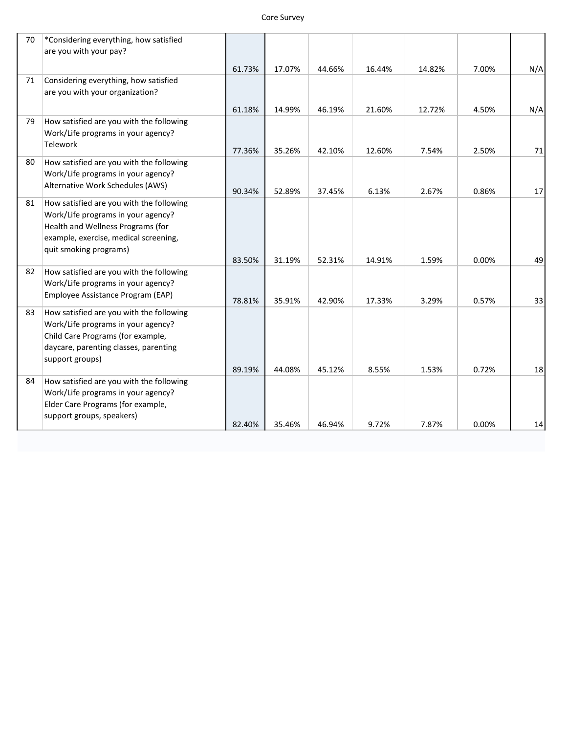| | | | | | | | | |
|---|---|---|---|---|---|---|---|---|
| 70 | *Considering everything, how satisfied are you with your pay? | 61.73% | 17.07% | 44.66% | 16.44% | 14.82% | 7.00% | N/A |
| 71 | Considering everything, how satisfied are you with your organization? | 61.18% | 14.99% | 46.19% | 21.60% | 12.72% | 4.50% | N/A |
| 79 | How satisfied are you with the following Work/Life programs in your agency? Telework | 77.36% | 35.26% | 42.10% | 12.60% | 7.54% | 2.50% | 71 |
| 80 | How satisfied are you with the following Work/Life programs in your agency? Alternative Work Schedules (AWS) | 90.34% | 52.89% | 37.45% | 6.13% | 2.67% | 0.86% | 17 |
| 81 | How satisfied are you with the following Work/Life programs in your agency? Health and Wellness Programs (for example, exercise, medical screening, quit smoking programs) | 83.50% | 31.19% | 52.31% | 14.91% | 1.59% | 0.00% | 49 |
| 82 | How satisfied are you with the following Work/Life programs in your agency? Employee Assistance Program (EAP) | 78.81% | 35.91% | 42.90% | 17.33% | 3.29% | 0.57% | 33 |
| 83 | How satisfied are you with the following Work/Life programs in your agency? Child Care Programs (for example, daycare, parenting classes, parenting support groups) | 89.19% | 44.08% | 45.12% | 8.55% | 1.53% | 0.72% | 18 |
| 84 | How satisfied are you with the following Work/Life programs in your agency? Elder Care Programs (for example, support groups, speakers) | 82.40% | 35.46% | 46.94% | 9.72% | 7.87% | 0.00% | 14 |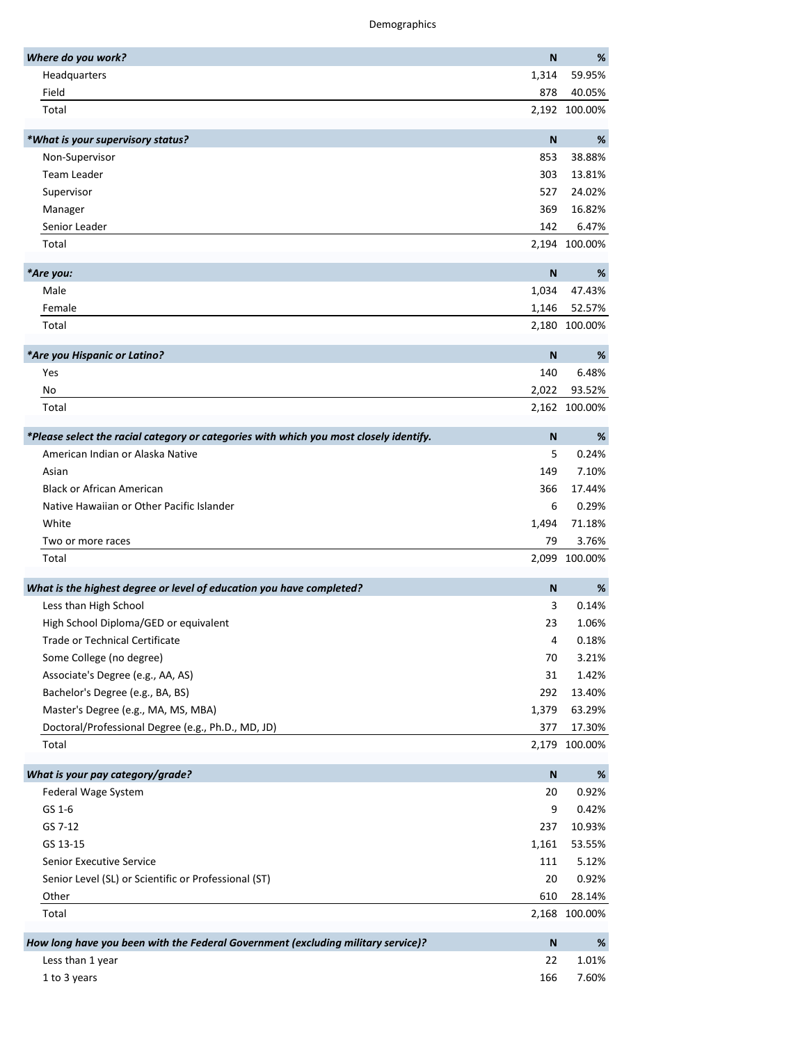Demographics

| *Where do you work?* | N | % |
|---|---|---|
| Headquarters | 1,314 | 59.95% |
| Field | 878 | 40.05% |
| Total | 2,192 | 100.00% |

| **Where do you work?** | N | % |
|---|---|---|

| *\*What is your supervisory status?* | N | % |
|---|---|---|
| Non-Supervisor | 853 | 38.88% |
| Team Leader | 303 | 13.81% |
| Supervisor | 527 | 24.02% |
| Manager | 369 | 16.82% |
| Senior Leader | 142 | 6.47% |
| Total | 2,194 | 100.00% |

| *\*Are you:* | N | % |
|---|---|---|
| Male | 1,034 | 47.43% |
| Female | 1,146 | 52.57% |
| Total | 2,180 | 100.00% |

| *\*Are you Hispanic or Latino?* | N | % |
|---|---|---|
| Yes | 140 | 6.48% |
| No | 2,022 | 93.52% |
| Total | 2,162 | 100.00% |

| *\*Please select the racial category or categories with which you most closely identify.* | N | % |
|---|---|---|
| American Indian or Alaska Native | 5 | 0.24% |
| Asian | 149 | 7.10% |
| Black or African American | 366 | 17.44% |
| Native Hawaiian or Other Pacific Islander | 6 | 0.29% |
| White | 1,494 | 71.18% |
| Two or more races | 79 | 3.76% |
| Total | 2,099 | 100.00% |

| *What is the highest degree or level of education you have completed?* | N | % |
|---|---|---|
| Less than High School | 3 | 0.14% |
| High School Diploma/GED or equivalent | 23 | 1.06% |
| Trade or Technical Certificate | 4 | 0.18% |
| Some College (no degree) | 70 | 3.21% |
| Associate's Degree (e.g., AA, AS) | 31 | 1.42% |
| Bachelor's Degree (e.g., BA, BS) | 292 | 13.40% |
| Master's Degree (e.g., MA, MS, MBA) | 1,379 | 63.29% |
| Doctoral/Professional Degree (e.g., Ph.D., MD, JD) | 377 | 17.30% |
| Total | 2,179 | 100.00% |

| *What is your pay category/grade?* | N | % |
|---|---|---|
| Federal Wage System | 20 | 0.92% |
| GS 1-6 | 9 | 0.42% |
| GS 7-12 | 237 | 10.93% |
| GS 13-15 | 1,161 | 53.55% |
| Senior Executive Service | 111 | 5.12% |
| Senior Level (SL) or Scientific or Professional (ST) | 20 | 0.92% |
| Other | 610 | 28.14% |
| Total | 2,168 | 100.00% |

| *How long have you been with the Federal Government (excluding military service)?* | N | % |
|---|---|---|
| Less than 1 year | 22 | 1.01% |
| 1 to 3 years | 166 | 7.60% |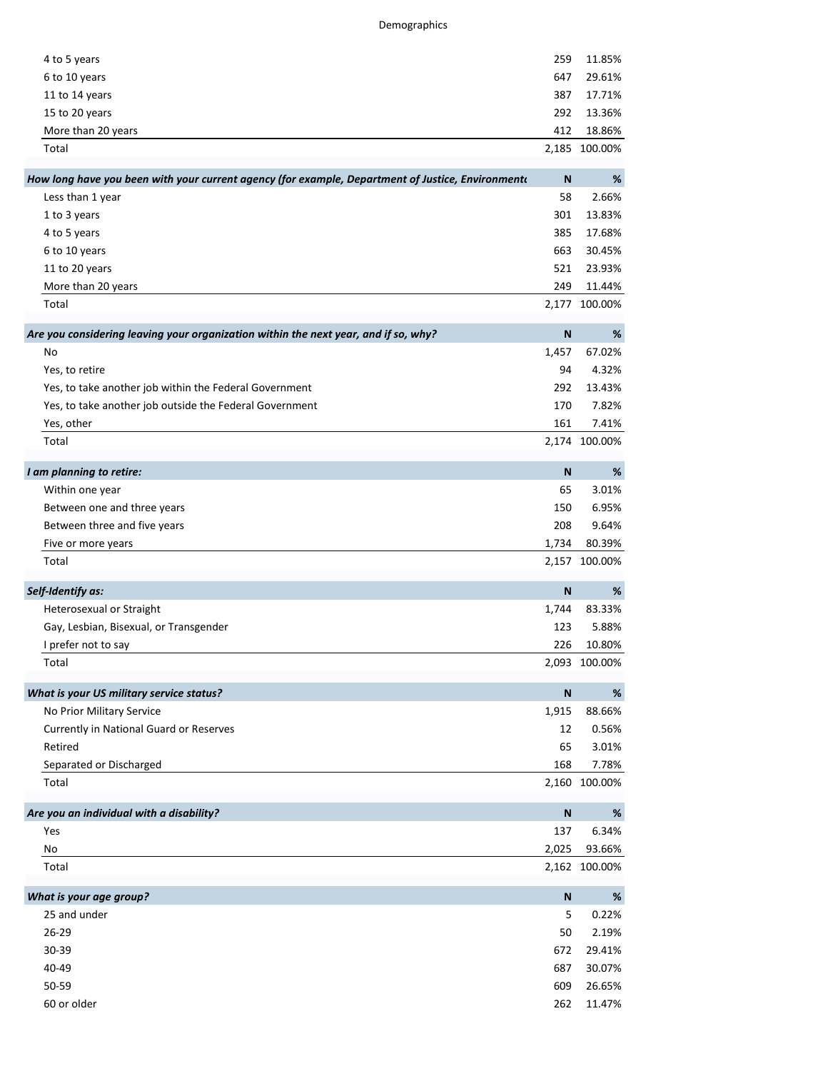# Demographics

| | N | % |
|---|---|---|
| 4 to 5 years | 259 | 11.85% |
| 6 to 10 years | 647 | 29.61% |
| 11 to 14 years | 387 | 17.71% |
| 15 to 20 years | 292 | 13.36% |
| More than 20 years | 412 | 18.86% |
| Total | 2,185 | 100.00% |

| ***How long have you been with your current agency (for example, Department of Justice, Environment*** | **N** | **%** |
|---|---|---|
| Less than 1 year | 58 | 2.66% |
| 1 to 3 years | 301 | 13.83% |
| 4 to 5 years | 385 | 17.68% |
| 6 to 10 years | 663 | 30.45% |
| 11 to 20 years | 521 | 23.93% |
| More than 20 years | 249 | 11.44% |
| Total | 2,177 | 100.00% |

| ***Are you considering leaving your organization within the next year, and if so, why?*** | **N** | **%** |
|---|---|---|
| No | 1,457 | 67.02% |
| Yes, to retire | 94 | 4.32% |
| Yes, to take another job within the Federal Government | 292 | 13.43% |
| Yes, to take another job outside the Federal Government | 170 | 7.82% |
| Yes, other | 161 | 7.41% |
| Total | 2,174 | 100.00% |

| ***I am planning to retire:*** | **N** | **%** |
|---|---|---|
| Within one year | 65 | 3.01% |
| Between one and three years | 150 | 6.95% |
| Between three and five years | 208 | 9.64% |
| Five or more years | 1,734 | 80.39% |
| Total | 2,157 | 100.00% |

| ***Self-Identify as:*** | **N** | **%** |
|---|---|---|
| Heterosexual or Straight | 1,744 | 83.33% |
| Gay, Lesbian, Bisexual, or Transgender | 123 | 5.88% |
| I prefer not to say | 226 | 10.80% |
| Total | 2,093 | 100.00% |

| ***What is your US military service status?*** | **N** | **%** |
|---|---|---|
| No Prior Military Service | 1,915 | 88.66% |
| Currently in National Guard or Reserves | 12 | 0.56% |
| Retired | 65 | 3.01% |
| Separated or Discharged | 168 | 7.78% |
| Total | 2,160 | 100.00% |

| ***Are you an individual with a disability?*** | **N** | **%** |
|---|---|---|
| Yes | 137 | 6.34% |
| No | 2,025 | 93.66% |
| Total | 2,162 | 100.00% |

| ***What is your age group?*** | **N** | **%** |
|---|---|---|
| 25 and under | 5 | 0.22% |
| 26-29 | 50 | 2.19% |
| 30-39 | 672 | 29.41% |
| 40-49 | 687 | 30.07% |
| 50-59 | 609 | 26.65% |
| 60 or older | 262 | 11.47% |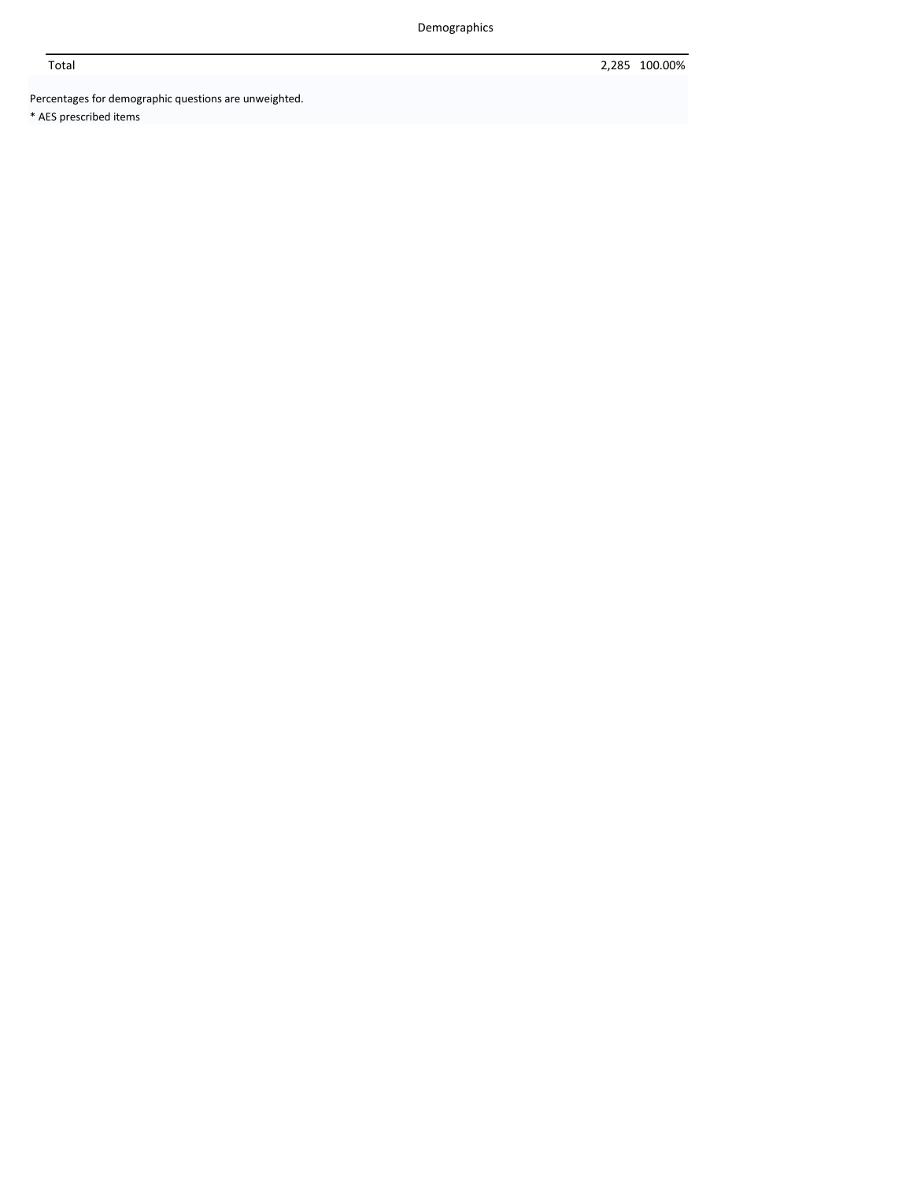Demographics

| | | |
|---|---|---|
| Total | 2,285 | 100.00% |

Percentages for demographic questions are unweighted.

* AES prescribed items